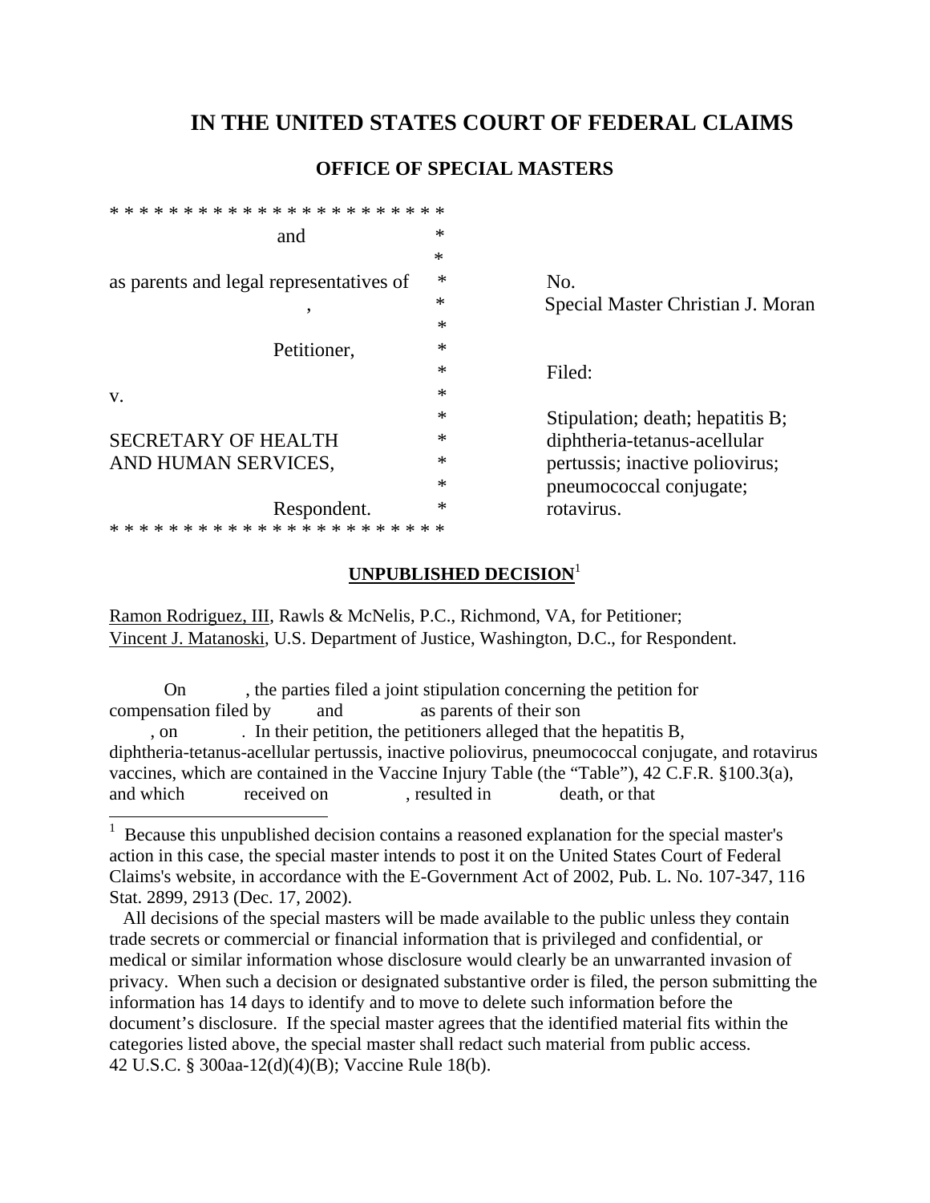# IN THE UNITED STATES COURT OF FEDERAL CLAIMS

## OFFICE OF SPECIAL MASTERS

| | | |
|---|---|---|
| and | * | |
| | * | |
| as parents and legal representatives of | * | No. |
| , | * | Special Master Christian J. Moran |
| | * | |
| Petitioner, | * | |
| | * | Filed: |
| v. | * | |
| | * | Stipulation; death; hepatitis B; |
| SECRETARY OF HEALTH | * | diphtheria-tetanus-acellular |
| AND HUMAN SERVICES, | * | pertussis; inactive poliovirus; |
| | * | pneumococcal conjugate; |
| Respondent. | * | rotavirus. |

**UNPUBLISHED DECISION**[1]

Ramon Rodriguez, III, Rawls & McNelis, P.C., Richmond, VA, for Petitioner;
Vincent J. Matanoski, U.S. Department of Justice, Washington, D.C., for Respondent.

On , the parties filed a joint stipulation concerning the petition for compensation filed by and as parents of their son , on . In their petition, the petitioners alleged that the hepatitis B, diphtheria-tetanus-acellular pertussis, inactive poliovirus, pneumococcal conjugate, and rotavirus vaccines, which are contained in the Vaccine Injury Table (the "Table"), 42 C.F.R. §100.3(a), and which received on , resulted in death, or that

---

[1] Because this unpublished decision contains a reasoned explanation for the special master's action in this case, the special master intends to post it on the United States Court of Federal Claims's website, in accordance with the E-Government Act of 2002, Pub. L. No. 107-347, 116 Stat. 2899, 2913 (Dec. 17, 2002).

All decisions of the special masters will be made available to the public unless they contain trade secrets or commercial or financial information that is privileged and confidential, or medical or similar information whose disclosure would clearly be an unwarranted invasion of privacy. When such a decision or designated substantive order is filed, the person submitting the information has 14 days to identify and to move to delete such information before the document's disclosure. If the special master agrees that the identified material fits within the categories listed above, the special master shall redact such material from public access. 42 U.S.C. § 300aa-12(d)(4)(B); Vaccine Rule 18(b).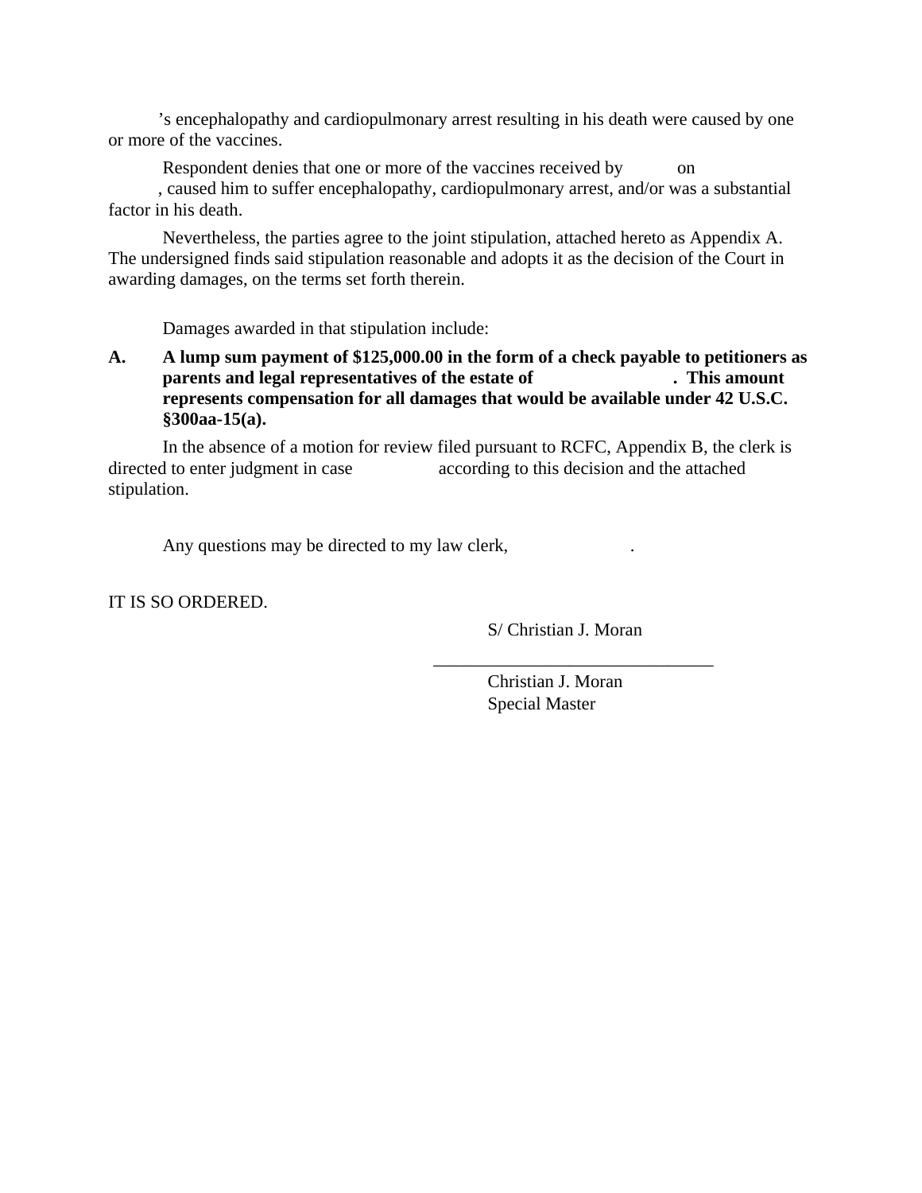’s encephalopathy and cardiopulmonary arrest resulting in his death were caused by one or more of the vaccines.

Respondent denies that one or more of the vaccines received by on , caused him to suffer encephalopathy, cardiopulmonary arrest, and/or was a substantial factor in his death.

Nevertheless, the parties agree to the joint stipulation, attached hereto as Appendix A. The undersigned finds said stipulation reasonable and adopts it as the decision of the Court in awarding damages, on the terms set forth therein.

Damages awarded in that stipulation include:

**A. A lump sum payment of $125,000.00 in the form of a check payable to petitioners as parents and legal representatives of the estate of . This amount represents compensation for all damages that would be available under 42 U.S.C. §300aa-15(a).**

In the absence of a motion for review filed pursuant to RCFC, Appendix B, the clerk is directed to enter judgment in case according to this decision and the attached stipulation.

Any questions may be directed to my law clerk, .

IT IS SO ORDERED.

S/ Christian J. Moran

Christian J. Moran
Special Master